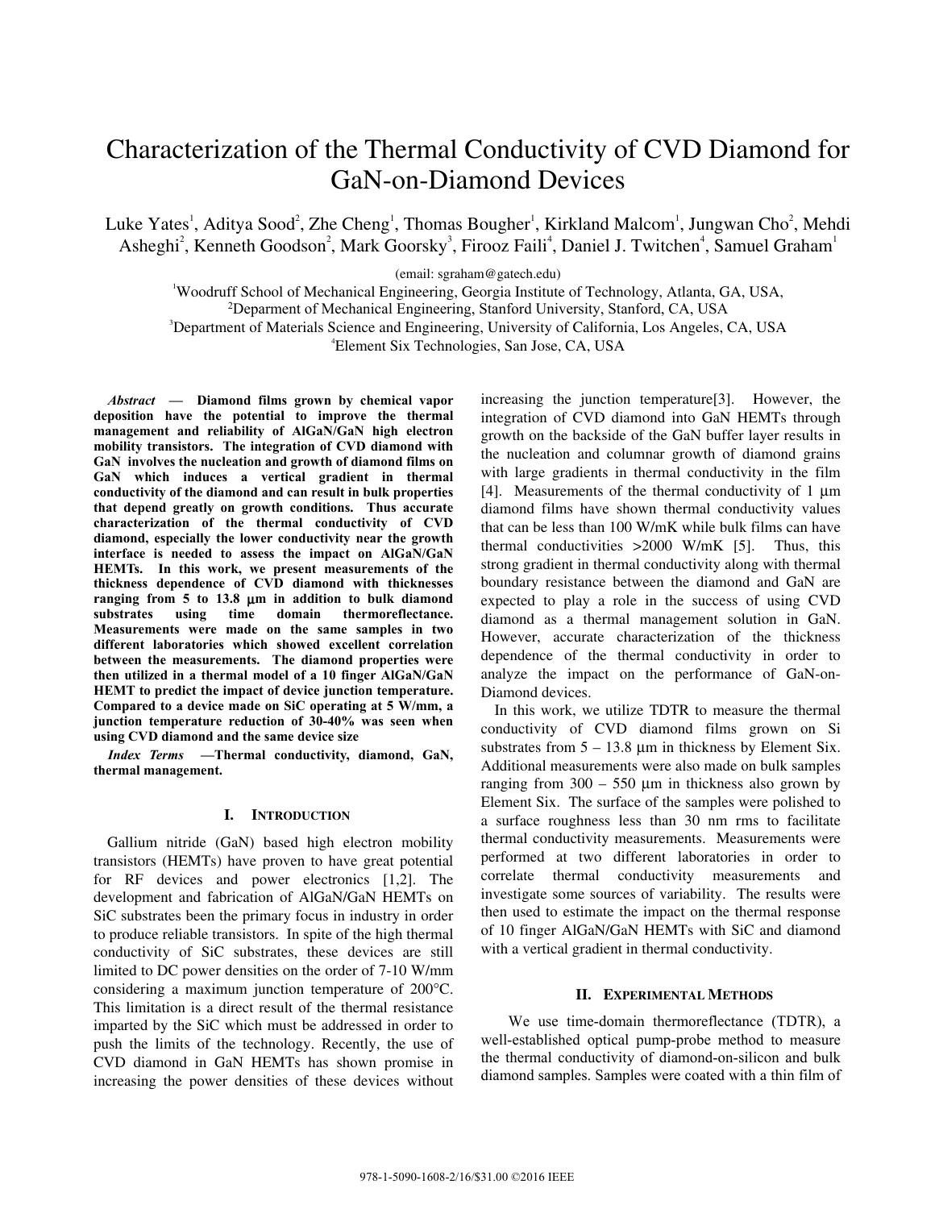# Characterization of the Thermal Conductivity of CVD Diamond for GaN-on-Diamond Devices

Luke Yates[1], Aditya Sood[2], Zhe Cheng[1], Thomas Bougher[1], Kirkland Malcom[1], Jungwan Cho[2], Mehdi Asheghi[2], Kenneth Goodson[2], Mark Goorsky[3], Firooz Faili[4], Daniel J. Twitchen[4], Samuel Graham[1]

(email: sgraham@gatech.edu)

[1]Woodruff School of Mechanical Engineering, Georgia Institute of Technology, Atlanta, GA, USA,
[2]Deparment of Mechanical Engineering, Stanford University, Stanford, CA, USA
[3]Department of Materials Science and Engineering, University of California, Los Angeles, CA, USA
[4]Element Six Technologies, San Jose, CA, USA

***Abstract* — Diamond films grown by chemical vapor deposition have the potential to improve the thermal management and reliability of AlGaN/GaN high electron mobility transistors. The integration of CVD diamond with GaN involves the nucleation and growth of diamond films on GaN which induces a vertical gradient in thermal conductivity of the diamond and can result in bulk properties that depend greatly on growth conditions. Thus accurate characterization of the thermal conductivity of CVD diamond, especially the lower conductivity near the growth interface is needed to assess the impact on AlGaN/GaN HEMTs. In this work, we present measurements of the thickness dependence of CVD diamond with thicknesses ranging from 5 to 13.8 μm in addition to bulk diamond substrates using time domain thermoreflectance. Measurements were made on the same samples in two different laboratories which showed excellent correlation between the measurements. The diamond properties were then utilized in a thermal model of a 10 finger AlGaN/GaN HEMT to predict the impact of device junction temperature. Compared to a device made on SiC operating at 5 W/mm, a junction temperature reduction of 30-40% was seen when using CVD diamond and the same device size**

***Index Terms* —Thermal conductivity, diamond, GaN, thermal management.**

## I. Introduction

Gallium nitride (GaN) based high electron mobility transistors (HEMTs) have proven to have great potential for RF devices and power electronics [1,2]. The development and fabrication of AlGaN/GaN HEMTs on SiC substrates been the primary focus in industry in order to produce reliable transistors. In spite of the high thermal conductivity of SiC substrates, these devices are still limited to DC power densities on the order of 7-10 W/mm considering a maximum junction temperature of 200°C. This limitation is a direct result of the thermal resistance imparted by the SiC which must be addressed in order to push the limits of the technology. Recently, the use of CVD diamond in GaN HEMTs has shown promise in increasing the power densities of these devices without increasing the junction temperature[3]. However, the integration of CVD diamond into GaN HEMTs through growth on the backside of the GaN buffer layer results in the nucleation and columnar growth of diamond grains with large gradients in thermal conductivity in the film [4]. Measurements of the thermal conductivity of 1 μm diamond films have shown thermal conductivity values that can be less than 100 W/mK while bulk films can have thermal conductivities >2000 W/mK [5]. Thus, this strong gradient in thermal conductivity along with thermal boundary resistance between the diamond and GaN are expected to play a role in the success of using CVD diamond as a thermal management solution in GaN. However, accurate characterization of the thickness dependence of the thermal conductivity in order to analyze the impact on the performance of GaN-on-Diamond devices.

In this work, we utilize TDTR to measure the thermal conductivity of CVD diamond films grown on Si substrates from 5 – 13.8 μm in thickness by Element Six. Additional measurements were also made on bulk samples ranging from 300 – 550 μm in thickness also grown by Element Six. The surface of the samples were polished to a surface roughness less than 30 nm rms to facilitate thermal conductivity measurements. Measurements were performed at two different laboratories in order to correlate thermal conductivity measurements and investigate some sources of variability. The results were then used to estimate the impact on the thermal response of 10 finger AlGaN/GaN HEMTs with SiC and diamond with a vertical gradient in thermal conductivity.

## II. Experimental Methods

We use time-domain thermoreflectance (TDTR), a well-established optical pump-probe method to measure the thermal conductivity of diamond-on-silicon and bulk diamond samples. Samples were coated with a thin film of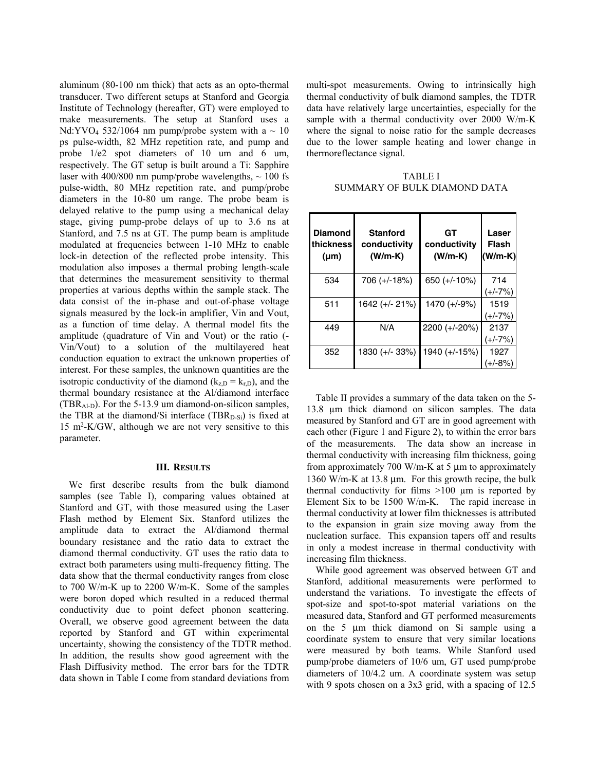aluminum (80-100 nm thick) that acts as an opto-thermal transducer. Two different setups at Stanford and Georgia Institute of Technology (hereafter, GT) were employed to make measurements. The setup at Stanford uses a Nd:$YVO_4$ 532/1064 nm pump/probe system with a ~ 10 ps pulse-width, 82 MHz repetition rate, and pump and probe 1/e2 spot diameters of 10 um and 6 um, respectively. The GT setup is built around a Ti: Sapphire laser with 400/800 nm pump/probe wavelengths, ~ 100 fs pulse-width, 80 MHz repetition rate, and pump/probe diameters in the 10-80 um range. The probe beam is delayed relative to the pump using a mechanical delay stage, giving pump-probe delays of up to 3.6 ns at Stanford, and 7.5 ns at GT. The pump beam is amplitude modulated at frequencies between 1-10 MHz to enable lock-in detection of the reflected probe intensity. This modulation also imposes a thermal probing length-scale that determines the measurement sensitivity to thermal properties at various depths within the sample stack. The data consist of the in-phase and out-of-phase voltage signals measured by the lock-in amplifier, Vin and Vout, as a function of time delay. A thermal model fits the amplitude (quadrature of Vin and Vout) or the ratio (-Vin/Vout) to a solution of the multilayered heat conduction equation to extract the unknown properties of interest. For these samples, the unknown quantities are the isotropic conductivity of the diamond ($k_{z,D} = k_{r,D}$), and the thermal boundary resistance at the Al/diamond interface ($TBR_{Al\text{-}D}$). For the 5-13.9 um diamond-on-silicon samples, the TBR at the diamond/Si interface ($TBR_{D\text{-}Si}$) is fixed at 15 $m^2$-K/GW, although we are not very sensitive to this parameter.

## III. Results

We first describe results from the bulk diamond samples (see Table I), comparing values obtained at Stanford and GT, with those measured using the Laser Flash method by Element Six. Stanford utilizes the amplitude data to extract the Al/diamond thermal boundary resistance and the ratio data to extract the diamond thermal conductivity. GT uses the ratio data to extract both parameters using multi-frequency fitting. The data show that the thermal conductivity ranges from close to 700 W/m-K up to 2200 W/m-K. Some of the samples were boron doped which resulted in a reduced thermal conductivity due to point defect phonon scattering. Overall, we observe good agreement between the data reported by Stanford and GT within experimental uncertainty, showing the consistency of the TDTR method. In addition, the results show good agreement with the Flash Diffusivity method. The error bars for the TDTR data shown in Table I come from standard deviations from multi-spot measurements. Owing to intrinsically high thermal conductivity of bulk diamond samples, the TDTR data have relatively large uncertainties, especially for the sample with a thermal conductivity over 2000 W/m-K where the signal to noise ratio for the sample decreases due to the lower sample heating and lower change in thermoreflectance signal.

TABLE I
SUMMARY OF BULK DIAMOND DATA

| Diamond thickness (μm) | Stanford conductivity (W/m-K) | GT conductivity (W/m-K) | Laser Flash (W/m-K) |
|---|---|---|---|
| 534 | 706 (+/-18%) | 650 (+/-10%) | 714 (+/-7%) |
| 511 | 1642 (+/- 21%) | 1470 (+/-9%) | 1519 (+/-7%) |
| 449 | N/A | 2200 (+/-20%) | 2137 (+/-7%) |
| 352 | 1830 (+/- 33%) | 1940 (+/-15%) | 1927 (+/-8%) |

Table II provides a summary of the data taken on the 5-13.8 μm thick diamond on silicon samples. The data measured by Stanford and GT are in good agreement with each other (Figure 1 and Figure 2), to within the error bars of the measurements. The data show an increase in thermal conductivity with increasing film thickness, going from approximately 700 W/m-K at 5 μm to approximately 1360 W/m-K at 13.8 μm. For this growth recipe, the bulk thermal conductivity for films >100 μm is reported by Element Six to be 1500 W/m-K. The rapid increase in thermal conductivity at lower film thicknesses is attributed to the expansion in grain size moving away from the nucleation surface. This expansion tapers off and results in only a modest increase in thermal conductivity with increasing film thickness.

While good agreement was observed between GT and Stanford, additional measurements were performed to understand the variations. To investigate the effects of spot-size and spot-to-spot material variations on the measured data, Stanford and GT performed measurements on the 5 μm thick diamond on Si sample using a coordinate system to ensure that very similar locations were measured by both teams. While Stanford used pump/probe diameters of 10/6 um, GT used pump/probe diameters of 10/4.2 um. A coordinate system was setup with 9 spots chosen on a 3x3 grid, with a spacing of 12.5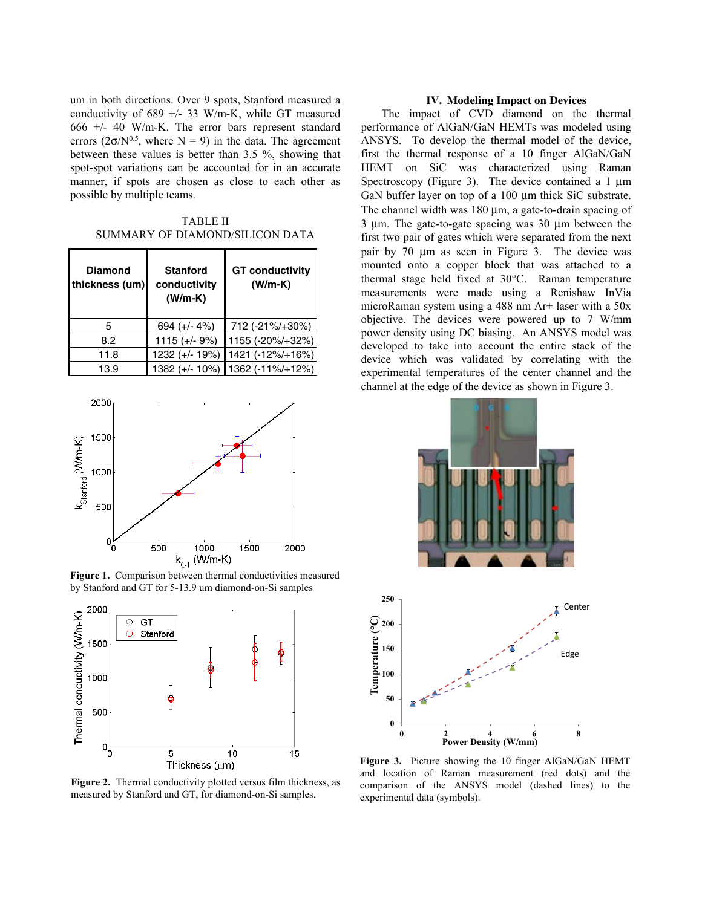um in both directions. Over 9 spots, Stanford measured a conductivity of 689 +/- 33 W/m-K, while GT measured 666 +/- 40 W/m-K. The error bars represent standard errors ($2\sigma/N^{0.5}$, where N = 9) in the data. The agreement between these values is better than 3.5 %, showing that spot-spot variations can be accounted for in an accurate manner, if spots are chosen as close to each other as possible by multiple teams.

TABLE II
SUMMARY OF DIAMOND/SILICON DATA

| Diamond thickness (um) | Stanford conductivity (W/m-K) | GT conductivity (W/m-K) |
|---|---|---|
| 5 | 694 (+/- 4%) | 712 (-21%/+30%) |
| 8.2 | 1115 (+/- 9%) | 1155 (-20%/+32%) |
| 11.8 | 1232 (+/- 19%) | 1421 (-12%/+16%) |
| 13.9 | 1382 (+/- 10%) | 1362 (-11%/+12%) |

**Figure 1.** Comparison between thermal conductivities measured by Stanford and GT for 5-13.9 um diamond-on-Si samples

**Figure 2.** Thermal conductivity plotted versus film thickness, as measured by Stanford and GT, for diamond-on-Si samples.

## IV. Modeling Impact on Devices

The impact of CVD diamond on the thermal performance of AlGaN/GaN HEMTs was modeled using ANSYS. To develop the thermal model of the device, first the thermal response of a 10 finger AlGaN/GaN HEMT on SiC was characterized using Raman Spectroscopy (Figure 3). The device contained a 1 µm GaN buffer layer on top of a 100 µm thick SiC substrate. The channel width was 180 µm, a gate-to-drain spacing of 3 µm. The gate-to-gate spacing was 30 µm between the first two pair of gates which were separated from the next pair by 70 µm as seen in Figure 3. The device was mounted onto a copper block that was attached to a thermal stage held fixed at 30°C. Raman temperature measurements were made using a Renishaw InVia microRaman system using a 488 nm Ar+ laser with a 50x objective. The devices were powered up to 7 W/mm power density using DC biasing. An ANSYS model was developed to take into account the entire stack of the device which was validated by correlating with the experimental temperatures of the center channel and the channel at the edge of the device as shown in Figure 3.

**Figure 3.** Picture showing the 10 finger AlGaN/GaN HEMT and location of Raman measurement (red dots) and the comparison of the ANSYS model (dashed lines) to the experimental data (symbols).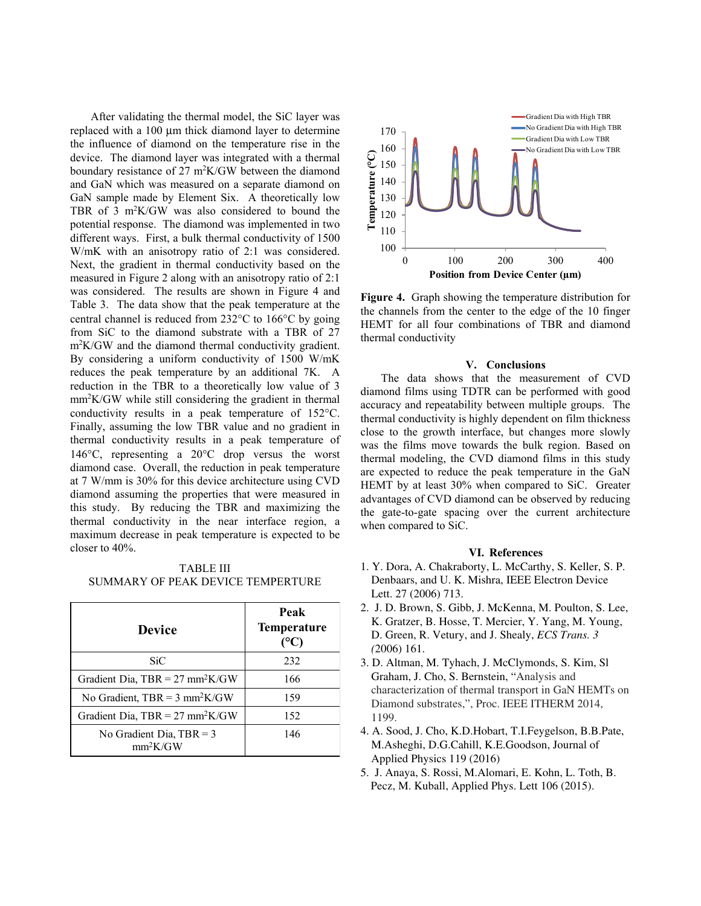After validating the thermal model, the SiC layer was replaced with a 100 µm thick diamond layer to determine the influence of diamond on the temperature rise in the device. The diamond layer was integrated with a thermal boundary resistance of 27 m$^2$K/GW between the diamond and GaN which was measured on a separate diamond on GaN sample made by Element Six. A theoretically low TBR of 3 m$^2$K/GW was also considered to bound the potential response. The diamond was implemented in two different ways. First, a bulk thermal conductivity of 1500 W/mK with an anisotropy ratio of 2:1 was considered. Next, the gradient in thermal conductivity based on the measured in Figure 2 along with an anisotropy ratio of 2:1 was considered. The results are shown in Figure 4 and Table 3. The data show that the peak temperature at the central channel is reduced from 232°C to 166°C by going from SiC to the diamond substrate with a TBR of 27 m$^2$K/GW and the diamond thermal conductivity gradient. By considering a uniform conductivity of 1500 W/mK reduces the peak temperature by an additional 7K. A reduction in the TBR to a theoretically low value of 3 mm$^2$K/GW while still considering the gradient in thermal conductivity results in a peak temperature of 152°C. Finally, assuming the low TBR value and no gradient in thermal conductivity results in a peak temperature of 146°C, representing a 20°C drop versus the worst diamond case. Overall, the reduction in peak temperature at 7 W/mm is 30% for this device architecture using CVD diamond assuming the properties that were measured in this study. By reducing the TBR and maximizing the thermal conductivity in the near interface region, a maximum decrease in peak temperature is expected to be closer to 40%.

TABLE III
SUMMARY OF PEAK DEVICE TEMPERTURE

| Device | Peak Temperature (°C) |
|---|---|
| SiC | 232 |
| Gradient Dia, TBR = 27 mm$^2$K/GW | 166 |
| No Gradient, TBR = 3 mm$^2$K/GW | 159 |
| Gradient Dia, TBR = 27 mm$^2$K/GW | 152 |
| No Gradient Dia, TBR = 3 mm$^2$K/GW | 146 |

Gradient Dia with High TBR
No Gradient Dia with High TBR
Gradient Dia with Low TBR
No Gradient Dia with Low TBR
Temperature (°C)
100 110 120 130 140 150 160 170
0 100 200 300 400
Position from Device Center (µm)

**Figure 4.** Graph showing the temperature distribution for the channels from the center to the edge of the 10 finger HEMT for all four combinations of TBR and diamond thermal conductivity

## V. Conclusions

The data shows that the measurement of CVD diamond films using TDTR can be performed with good accuracy and repeatability between multiple groups. The thermal conductivity is highly dependent on film thickness close to the growth interface, but changes more slowly was the films move towards the bulk region. Based on thermal modeling, the CVD diamond films in this study are expected to reduce the peak temperature in the GaN HEMT by at least 30% when compared to SiC. Greater advantages of CVD diamond can be observed by reducing the gate-to-gate spacing over the current architecture when compared to SiC.

## VI. References

1. Y. Dora, A. Chakraborty, L. McCarthy, S. Keller, S. P. Denbaars, and U. K. Mishra, IEEE Electron Device Lett. 27 (2006) 713.
2. J. D. Brown, S. Gibb, J. McKenna, M. Poulton, S. Lee, K. Gratzer, B. Hosse, T. Mercier, Y. Yang, M. Young, D. Green, R. Vetury, and J. Shealy, *ECS Trans. 3 (*2006) 161.
3. D. Altman, M. Tyhach, J. McClymonds, S. Kim, Sl Graham, J. Cho, S. Bernstein, "Analysis and characterization of thermal transport in GaN HEMTs on Diamond substrates,", Proc. IEEE ITHERM 2014, 1199.
4. A. Sood, J. Cho, K.D.Hobart, T.I.Feygelson, B.B.Pate, M.Asheghi, D.G.Cahill, K.E.Goodson, Journal of Applied Physics 119 (2016)
5. J. Anaya, S. Rossi, M.Alomari, E. Kohn, L. Toth, B. Pecz, M. Kuball, Applied Phys. Lett 106 (2015).